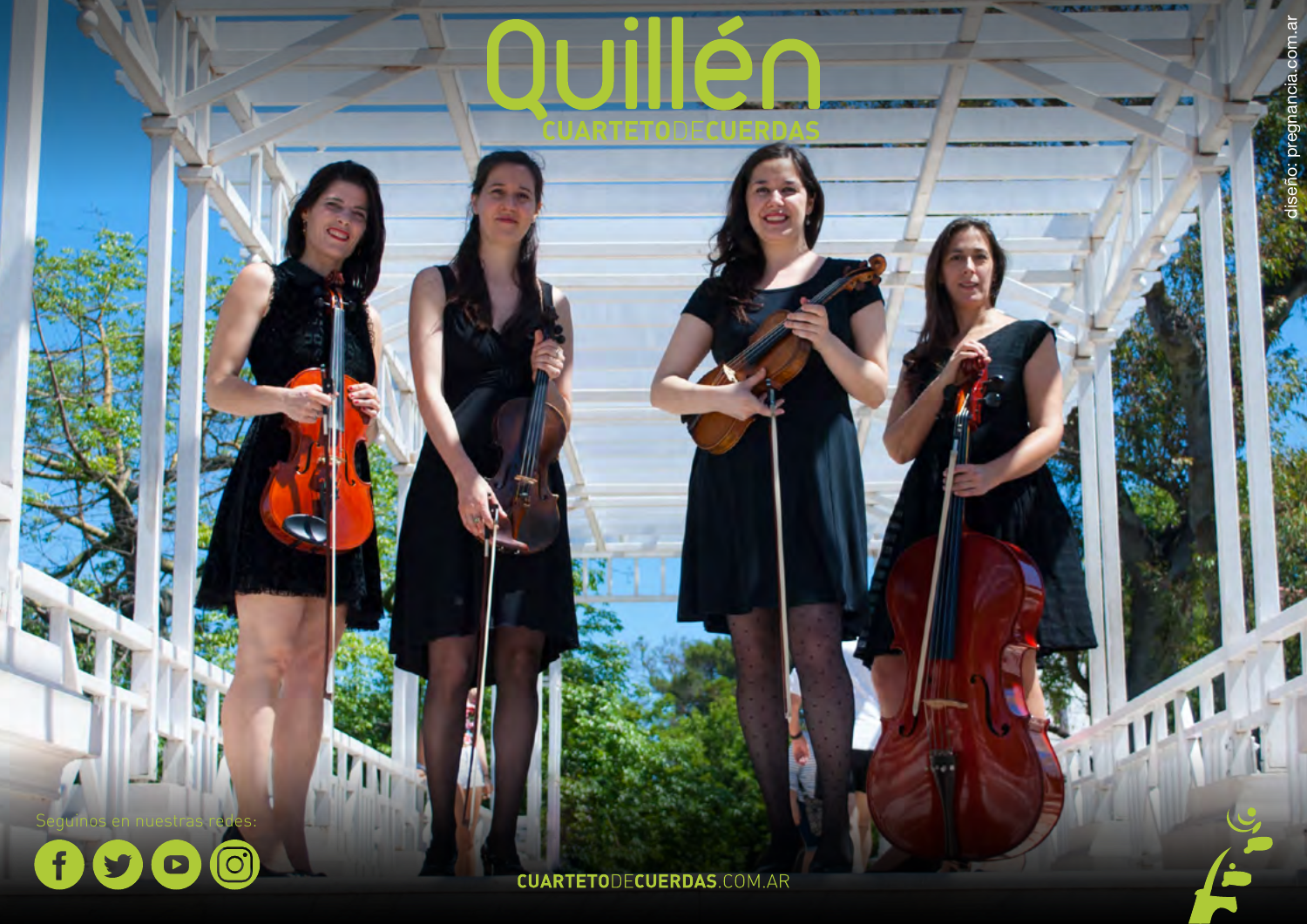# Quillén

## CUARTETODECUERDAS

diseño: pregnancia.com.ar

Seguinos en nuestras redes:

CUARTETODECUERDAS.COM.AR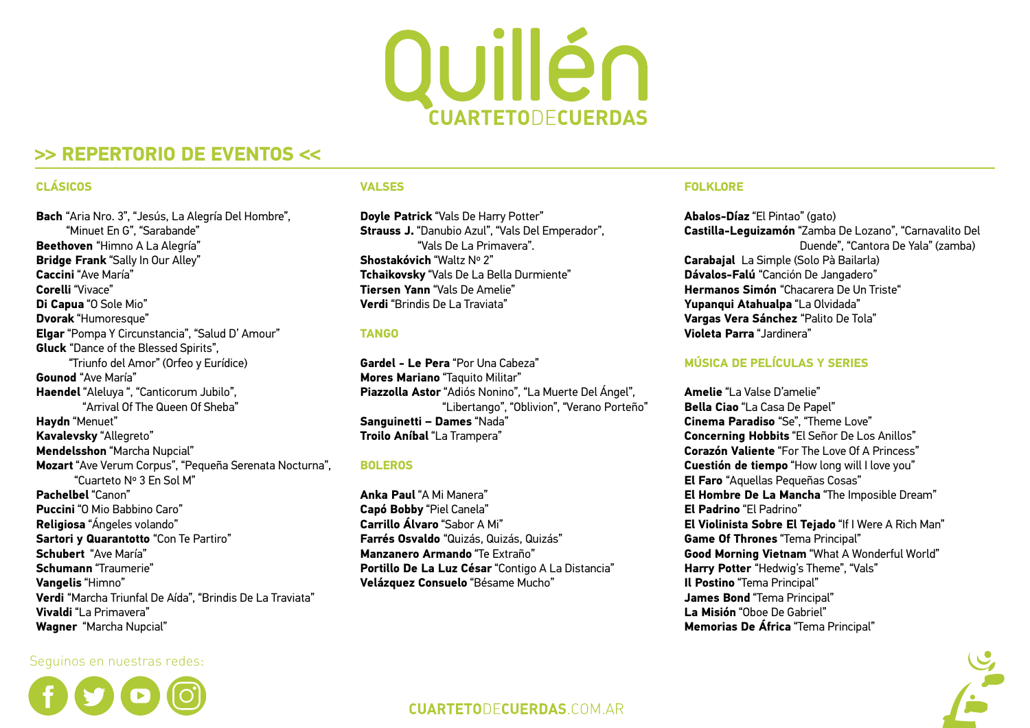# Quillén

CUARTETODECUERDAS

## >> REPERTORIO DE EVENTOS <<

### CLÁSICOS

**Bach** "Aria Nro. 3", "Jesús, La Alegría Del Hombre", "Minuet En G", "Sarabande"
**Beethoven** "Himno A La Alegría"
**Bridge Frank** "Sally In Our Alley"
**Caccini** "Ave María"
**Corelli** "Vivace"
**Di Capua** "O Sole Mio"
**Dvorak** "Humoresque"
**Elgar** "Pompa Y Circunstancia", "Salud D' Amour"
**Gluck** "Dance of the Blessed Spirits", "Triunfo del Amor" (Orfeo y Eurídice)
**Gounod** "Ave María"
**Haendel** "Aleluya ", "Canticorum Jubilo", "Arrival Of The Queen Of Sheba"
**Haydn** "Menuet"
**Kavalevsky** "Allegreto"
**Mendelsshon** "Marcha Nupcial"
**Mozart** "Ave Verum Corpus", "Pequeña Serenata Nocturna", "Cuarteto Nº 3 En Sol M"
**Pachelbel** "Canon"
**Puccini** "O Mio Babbino Caro"
**Religiosa** "Ángeles volando"
**Sartori y Quarantotto** "Con Te Partiro"
**Schubert** "Ave María"
**Schumann** "Traumerie"
**Vangelis** "Himno"
**Verdi** "Marcha Triunfal De Aída", "Brindis De La Traviata"
**Vivaldi** "La Primavera"
**Wagner** "Marcha Nupcial"

### VALSES

**Doyle Patrick** "Vals De Harry Potter"
**Strauss J.** "Danubio Azul", "Vals Del Emperador", "Vals De La Primavera".
**Shostakóvich** "Waltz Nº 2"
**Tchaikovsky** "Vals De La Bella Durmiente"
**Tiersen Yann** "Vals De Amelie"
**Verdi** "Brindis De La Traviata"

### TANGO

**Gardel - Le Pera** "Por Una Cabeza"
**Mores Mariano** "Taquito Militar"
**Piazzolla Astor** "Adiós Nonino", "La Muerte Del Ángel", "Libertango", "Oblivion", "Verano Porteño"
**Sanguinetti – Dames** "Nada"
**Troilo Aníbal** "La Trampera"

### BOLEROS

**Anka Paul** "A Mi Manera"
**Capó Bobby** "Piel Canela"
**Carrillo Álvaro** "Sabor A Mi"
**Farrés Osvaldo** "Quizás, Quizás, Quizás"
**Manzanero Armando** "Te Extraño"
**Portillo De La Luz César** "Contigo A La Distancia"
**Velázquez Consuelo** "Bésame Mucho"

### FOLKLORE

**Abalos-Díaz** "El Pintao" (gato)
**Castilla-Leguizamón** "Zamba De Lozano", "Carnavalito Del Duende", "Cantora De Yala" (zamba)
**Carabajal** La Simple (Solo Pà Bailarla)
**Dávalos-Falú** "Canción De Jangadero"
**Hermanos Simón** "Chacarera De Un Triste"
**Yupanqui Atahualpa** "La Olvidada"
**Vargas Vera Sánchez** "Palito De Tola"
**Violeta Parra** "Jardinera"

### MÚSICA DE PELÍCULAS Y SERIES

**Amelie** "La Valse D'amelie"
**Bella Ciao** "La Casa De Papel"
**Cinema Paradiso** "Se", "Theme Love"
**Concerning Hobbits** "El Señor De Los Anillos"
**Corazón Valiente** "For The Love Of A Princess"
**Cuestión de tiempo** "How long will I love you"
**El Faro** "Aquellas Pequeñas Cosas"
**El Hombre De La Mancha** "The Imposible Dream"
**El Padrino** "El Padrino"
**El Violinista Sobre El Tejado** "If I Were A Rich Man"
**Game Of Thrones** "Tema Principal"
**Good Morning Vietnam** "What A Wonderful World"
**Harry Potter** "Hedwig's Theme", "Vals"
**Il Postino** "Tema Principal"
**James Bond** "Tema Principal"
**La Misión** "Oboe De Gabriel"
**Memorias De África** "Tema Principal"

Seguinos en nuestras redes:

CUARTETODECUERDAS.COM.AR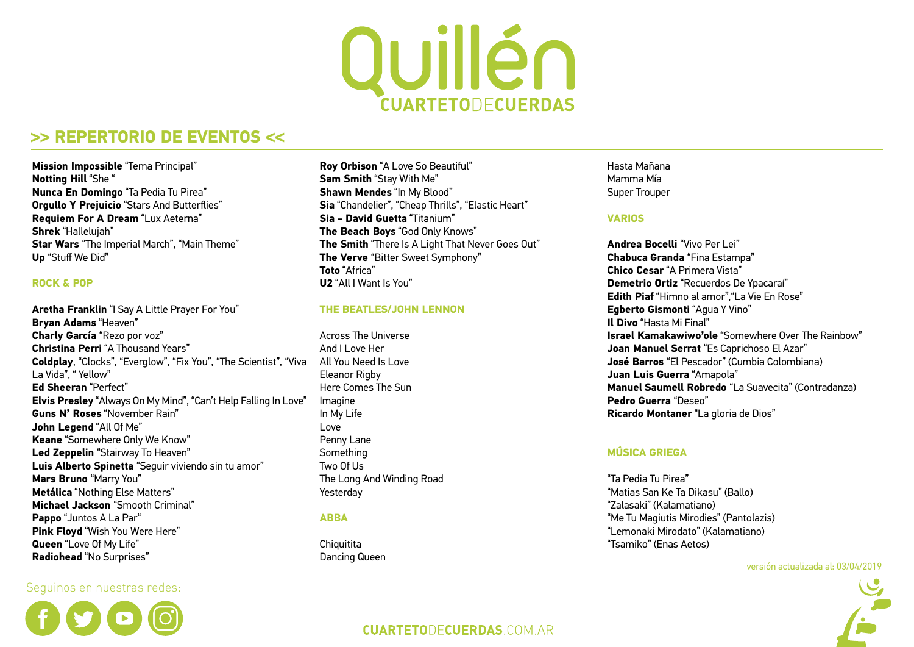# Quillén
## CUARTETODECUERDAS

## >> REPERTORIO DE EVENTOS <<

**Mission Impossible** "Tema Principal"
**Notting Hill** "She "
**Nunca En Domingo** "Ta Pedia Tu Pirea"
**Orgullo Y Prejuicio** "Stars And Butterflies"
**Requiem For A Dream** "Lux Aeterna"
**Shrek** "Hallelujah"
**Star Wars** "The Imperial March", "Main Theme"
**Up** "Stuff We Did"

### ROCK & POP

**Aretha Franklin** "I Say A Little Prayer For You"
**Bryan Adams** "Heaven"
**Charly García** "Rezo por voz"
**Christina Perri** "A Thousand Years"
**Coldplay**, "Clocks", "Everglow", "Fix You", "The Scientist", "Viva La Vida", " Yellow"
**Ed Sheeran** "Perfect"
**Elvis Presley** "Always On My Mind", "Can't Help Falling In Love"
**Guns N' Roses** "November Rain"
**John Legend** "All Of Me"
**Keane** "Somewhere Only We Know"
**Led Zeppelin** "Stairway To Heaven"
**Luis Alberto Spinetta** "Seguir viviendo sin tu amor"
**Mars Bruno** "Marry You"
**Metálica** "Nothing Else Matters"
**Michael Jackson** "Smooth Criminal"
**Pappo** "Juntos A La Par"
**Pink Floyd** "Wish You Were Here"
**Queen** "Love Of My Life"
**Radiohead** "No Surprises"
**Roy Orbison** "A Love So Beautiful"
**Sam Smith** "Stay With Me"
**Shawn Mendes** "In My Blood"
**Sia** "Chandelier", "Cheap Thrills", "Elastic Heart"
**Sia - David Guetta** "Titanium"
**The Beach Boys** "God Only Knows"
**The Smith** "There Is A Light That Never Goes Out"
**The Verve** "Bitter Sweet Symphony"
**Toto** "Africa"
**U2** "All I Want Is You"

### THE BEATLES/JOHN LENNON

Across The Universe
And I Love Her
All You Need Is Love
Eleanor Rigby
Here Comes The Sun
Imagine
In My Life
Love
Penny Lane
Something
Two Of Us
The Long And Winding Road
Yesterday

### ABBA

Chiquitita
Dancing Queen
Hasta Mañana
Mamma Mía
Super Trouper

### VARIOS

**Andrea Bocelli** "Vivo Per Lei"
**Chabuca Granda** "Fina Estampa"
**Chico Cesar** "A Primera Vista"
**Demetrio Ortiz** "Recuerdos De Ypacaraí"
**Edith Piaf** "Himno al amor","La Vie En Rose"
**Egberto Gismonti** "Agua Y Vino"
**Il Divo** "Hasta Mi Final"
**Israel Kamakawiwo'ole** "Somewhere Over The Rainbow"
**Joan Manuel Serrat** "Es Caprichoso El Azar"
**José Barros** "El Pescador" (Cumbia Colombiana)
**Juan Luis Guerra** "Amapola"
**Manuel Saumell Robredo** "La Suavecita" (Contradanza)
**Pedro Guerra** "Deseo"
**Ricardo Montaner** "La gloria de Dios"

### MÚSICA GRIEGA

"Ta Pedia Tu Pirea"
"Matias San Ke Ta Dikasu" (Ballo)
"Zalasaki" (Kalamatiano)
"Me Tu Magiutis Mirodies" (Pantolazis)
"Lemonaki Mirodato" (Kalamatiano)
"Tsamiko" (Enas Aetos)

versión actualizada al: 03/04/2019

Seguinos en nuestras redes:

CUARTETODECUERDAS.COM.AR